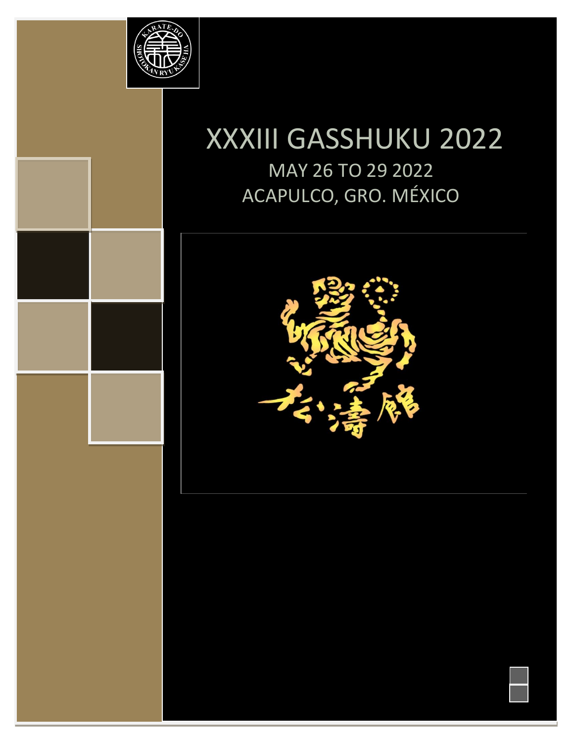# XXXIII GASSHUKU 2022

MAY 26 TO 29 2022

ACAPULCO, GRO. MÉXICO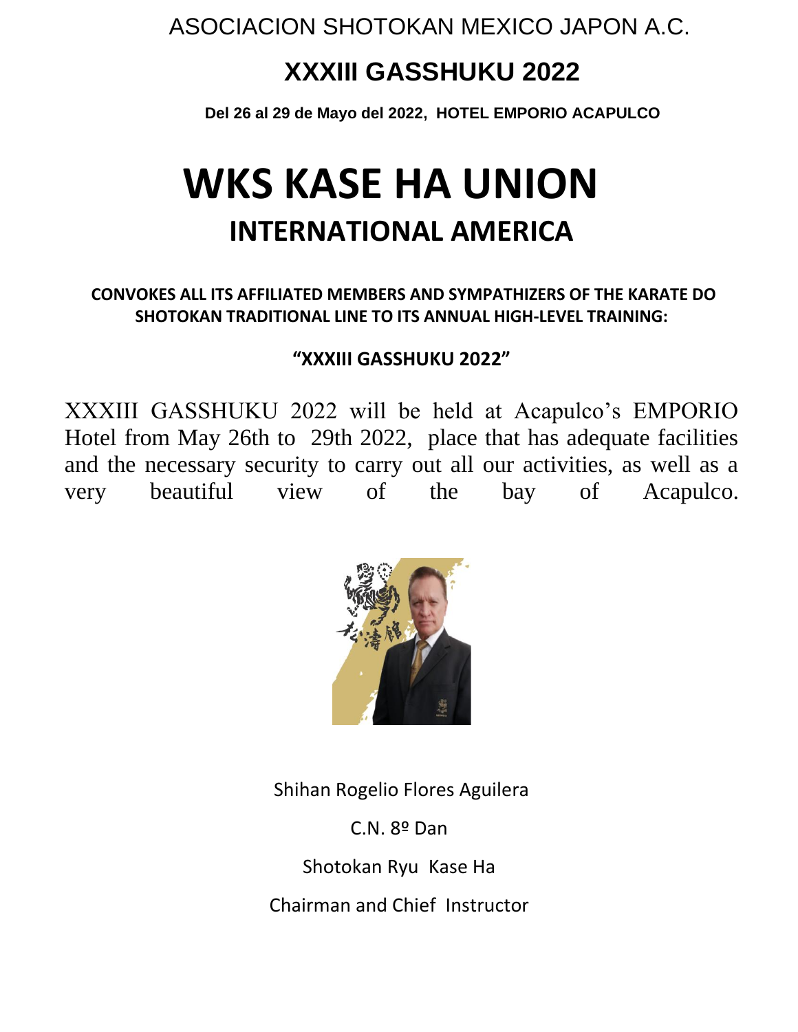ASOCIACION SHOTOKAN MEXICO JAPON A.C.

## XXXIII GASSHUKU 2022

**Del 26 al 29 de Mayo del 2022, HOTEL EMPORIO ACAPULCO**

# WKS KASE HA UNION

## INTERNATIONAL AMERICA

**CONVOKES ALL ITS AFFILIATED MEMBERS AND SYMPATHIZERS OF THE KARATE DO SHOTOKAN TRADITIONAL LINE TO ITS ANNUAL HIGH-LEVEL TRAINING:**

**"XXXIII GASSHUKU 2022"**

XXXIII GASSHUKU 2022 will be held at Acapulco's EMPORIO Hotel from May 26th to 29th 2022, place that has adequate facilities and the necessary security to carry out all our activities, as well as a very beautiful view of the bay of Acapulco.

Shihan Rogelio Flores Aguilera

C.N. 8º Dan

Shotokan Ryu Kase Ha

Chairman and Chief Instructor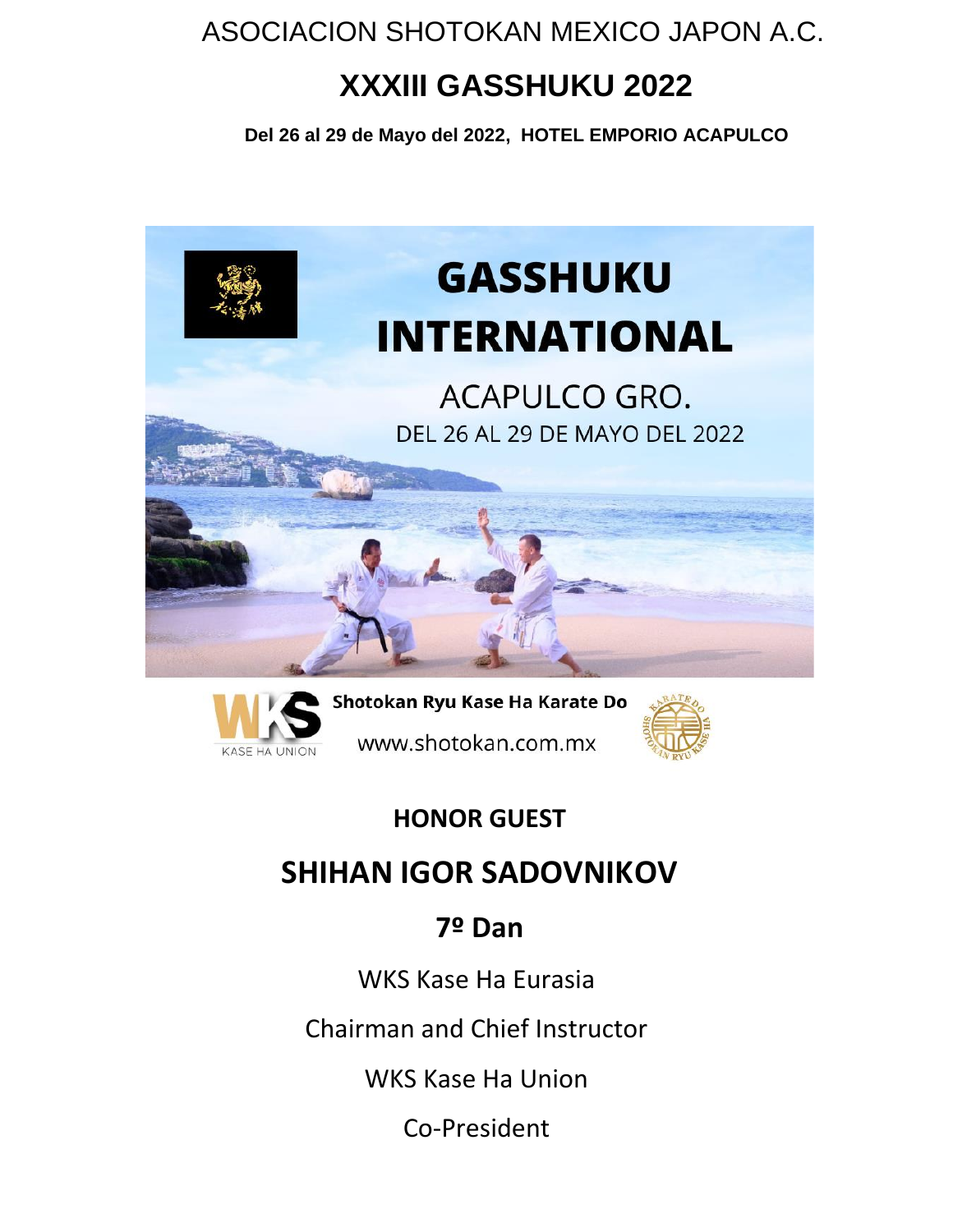ASOCIACION SHOTOKAN MEXICO JAPON A.C.

# XXXIII GASSHUKU 2022

**Del 26 al 29 de Mayo del 2022, HOTEL EMPORIO ACAPULCO**

GASSHUKU INTERNATIONAL

ACAPULCO GRO.

DEL 26 AL 29 DE MAYO DEL 2022

Shotokan Ryu Kase Ha Karate Do

www.shotokan.com.mx

## HONOR GUEST

## SHIHAN IGOR SADOVNIKOV

### 7º Dan

WKS Kase Ha Eurasia

Chairman and Chief Instructor

WKS Kase Ha Union

Co-President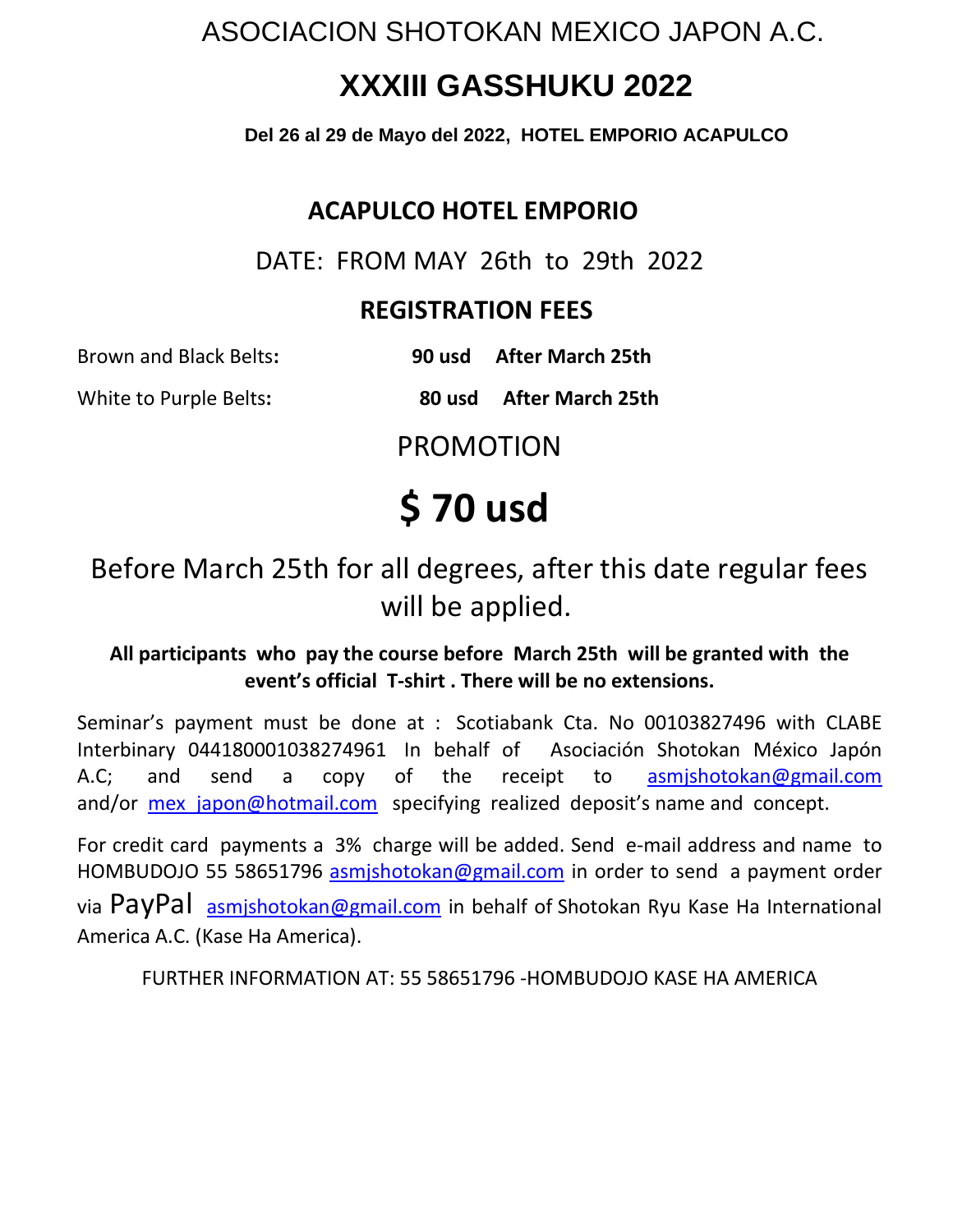ASOCIACION SHOTOKAN MEXICO JAPON A.C.

# XXXIII GASSHUKU 2022

**Del 26 al 29 de Mayo del 2022, HOTEL EMPORIO ACAPULCO**

## ACAPULCO HOTEL EMPORIO

DATE: FROM MAY 26th to 29th 2022

## REGISTRATION FEES

Brown and Black Belts: **90 usd After March 25th**

White to Purple Belts: **80 usd After March 25th**

PROMOTION

# $ 70 usd

Before March 25th for all degrees, after this date regular fees will be applied.

**All participants who pay the course before March 25th will be granted with the event's official T-shirt . There will be no extensions.**

Seminar's payment must be done at : Scotiabank Cta. No 00103827496 with CLABE Interbinary 044180001038274961 In behalf of Asociación Shotokan México Japón A.C; and send a copy of the receipt to asmjshotokan@gmail.com and/or mex_japon@hotmail.com specifying realized deposit's name and concept.

For credit card payments a 3% charge will be added. Send e-mail address and name to HOMBUDOJO 55 58651796 asmjshotokan@gmail.com in order to send a payment order via PayPal asmjshotokan@gmail.com in behalf of Shotokan Ryu Kase Ha International America A.C. (Kase Ha America).

FURTHER INFORMATION AT: 55 58651796 -HOMBUDOJO KASE HA AMERICA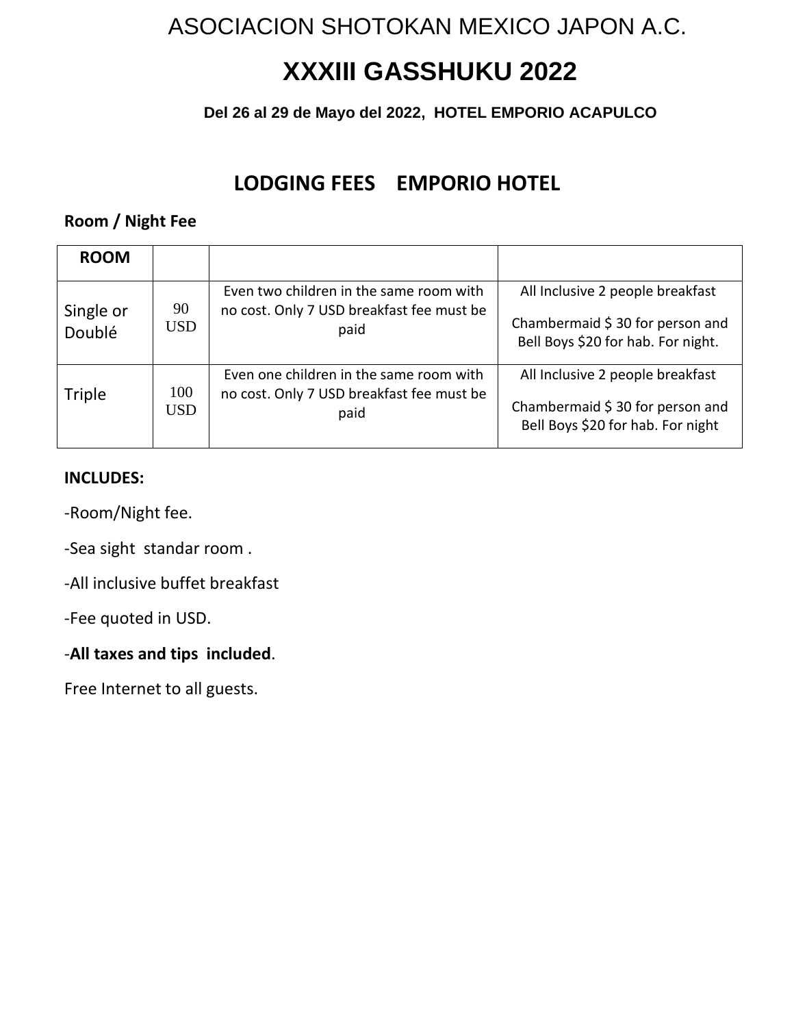ASOCIACION SHOTOKAN MEXICO JAPON A.C.

# XXXIII GASSHUKU 2022

**Del 26 al 29 de Mayo del 2022, HOTEL EMPORIO ACAPULCO**

## LODGING FEES EMPORIO HOTEL

**Room / Night Fee**

| ROOM | | | |
|---|---|---|---|
| Single or Doublé | 90 USD | Even two children in the same room with no cost. Only 7 USD breakfast fee must be paid | All Inclusive 2 people breakfast<br><br>Chambermaid $ 30 for person and Bell Boys $20 for hab. For night. |
| Triple | 100 USD | Even one children in the same room with no cost. Only 7 USD breakfast fee must be paid | All Inclusive 2 people breakfast<br><br>Chambermaid $ 30 for person and Bell Boys $20 for hab. For night |

**INCLUDES:**

-Room/Night fee.

-Sea sight standar room .

-All inclusive buffet breakfast

-Fee quoted in USD.

-**All taxes and tips included**.

Free Internet to all guests.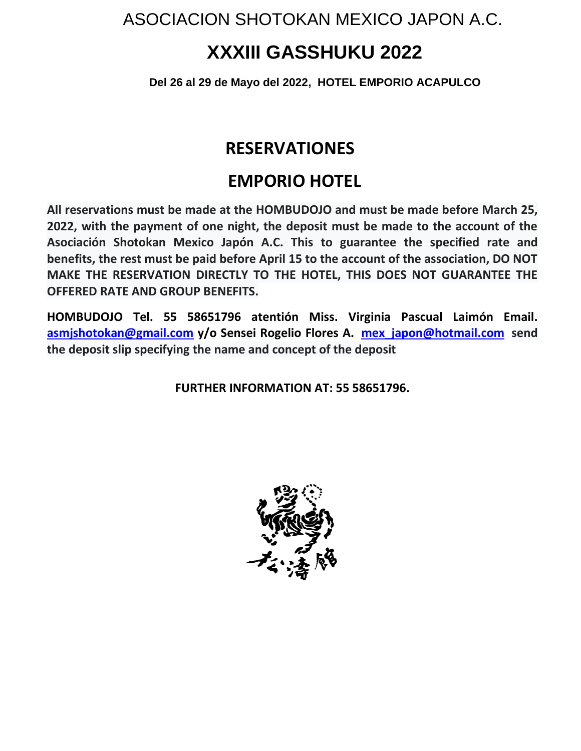ASOCIACION SHOTOKAN MEXICO JAPON A.C.

# XXXIII GASSHUKU 2022

**Del 26 al 29 de Mayo del 2022, HOTEL EMPORIO ACAPULCO**

## RESERVATIONES

## EMPORIO HOTEL

**All reservations must be made at the HOMBUDOJO and must be made before March 25, 2022, with the payment of one night, the deposit must be made to the account of the Asociación Shotokan Mexico Japón A.C. This to guarantee the specified rate and benefits, the rest must be paid before April 15 to the account of the association, DO NOT MAKE THE RESERVATION DIRECTLY TO THE HOTEL, THIS DOES NOT GUARANTEE THE OFFERED RATE AND GROUP BENEFITS.**

**HOMBUDOJO Tel. 55 58651796 atentión Miss. Virginia Pascual Laimón Email. asmjshotokan@gmail.com y/o Sensei Rogelio Flores A. mex_japon@hotmail.com send the deposit slip specifying the name and concept of the deposit**

**FURTHER INFORMATION AT: 55 58651796.**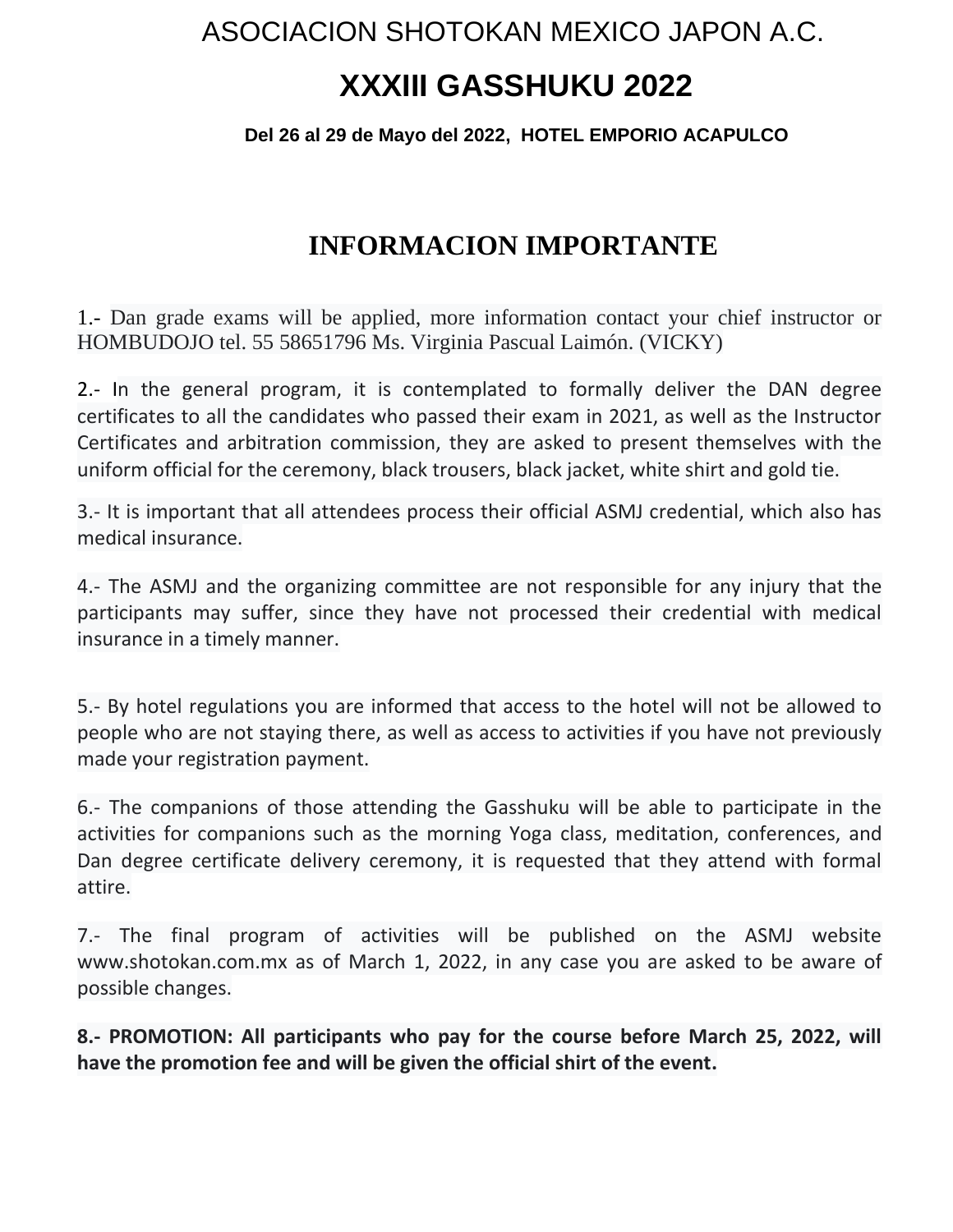ASOCIACION SHOTOKAN MEXICO JAPON A.C.

# XXXIII GASSHUKU 2022

**Del 26 al 29 de Mayo del 2022, HOTEL EMPORIO ACAPULCO**

## INFORMACION IMPORTANTE

1.- Dan grade exams will be applied, more information contact your chief instructor or HOMBUDOJO tel. 55 58651796 Ms. Virginia Pascual Laimón. (VICKY)

2.- In the general program, it is contemplated to formally deliver the DAN degree certificates to all the candidates who passed their exam in 2021, as well as the Instructor Certificates and arbitration commission, they are asked to present themselves with the uniform official for the ceremony, black trousers, black jacket, white shirt and gold tie.

3.- It is important that all attendees process their official ASMJ credential, which also has medical insurance.

4.- The ASMJ and the organizing committee are not responsible for any injury that the participants may suffer, since they have not processed their credential with medical insurance in a timely manner.

5.- By hotel regulations you are informed that access to the hotel will not be allowed to people who are not staying there, as well as access to activities if you have not previously made your registration payment.

6.- The companions of those attending the Gasshuku will be able to participate in the activities for companions such as the morning Yoga class, meditation, conferences, and Dan degree certificate delivery ceremony, it is requested that they attend with formal attire.

7.- The final program of activities will be published on the ASMJ website www.shotokan.com.mx as of March 1, 2022, in any case you are asked to be aware of possible changes.

**8.- PROMOTION: All participants who pay for the course before March 25, 2022, will have the promotion fee and will be given the official shirt of the event.**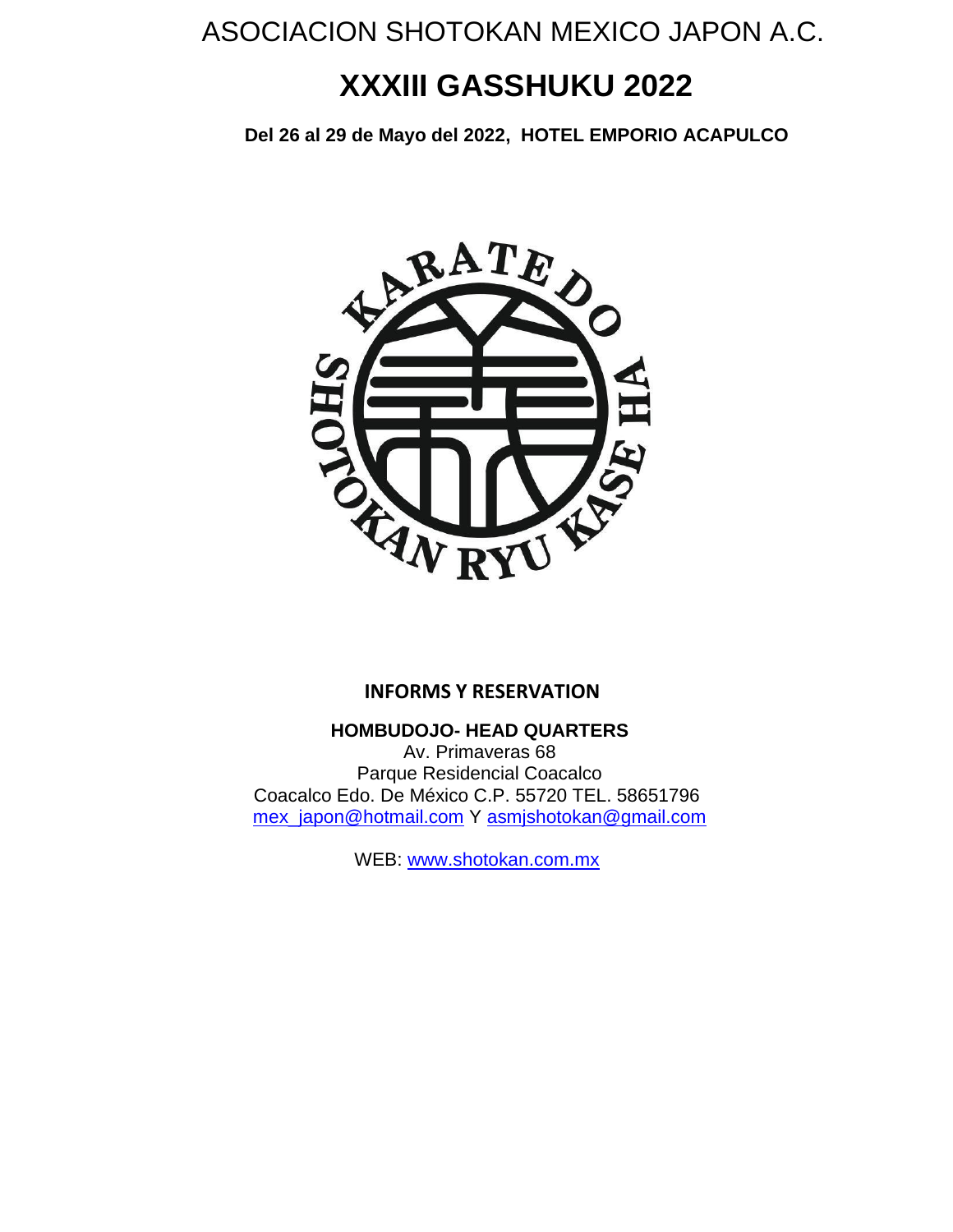ASOCIACION SHOTOKAN MEXICO JAPON A.C.

# XXXIII GASSHUKU 2022

**Del 26 al 29 de Mayo del 2022, HOTEL EMPORIO ACAPULCO**

**INFORMS Y RESERVATION**

**HOMBUDOJO- HEAD QUARTERS**
Av. Primaveras 68
Parque Residencial Coacalco
Coacalco Edo. De México C.P. 55720 TEL. 58651796
mex_japon@hotmail.com Y asmjshotokan@gmail.com

WEB: www.shotokan.com.mx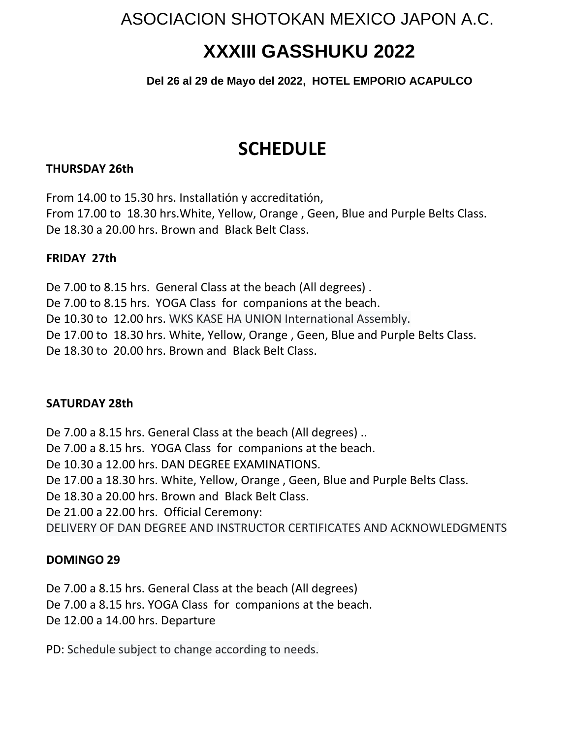ASOCIACION SHOTOKAN MEXICO JAPON A.C.

# XXXIII GASSHUKU 2022

**Del 26 al 29 de Mayo del 2022, HOTEL EMPORIO ACAPULCO**

## SCHEDULE

**THURSDAY 26th**

From 14.00 to 15.30 hrs. Installatión y accreditatión,
From 17.00 to 18.30 hrs.White, Yellow, Orange , Geen, Blue and Purple Belts Class.
De 18.30 a 20.00 hrs. Brown and Black Belt Class.

**FRIDAY 27th**

De 7.00 to 8.15 hrs. General Class at the beach (All degrees) .
De 7.00 to 8.15 hrs. YOGA Class for companions at the beach.
De 10.30 to 12.00 hrs. WKS KASE HA UNION International Assembly.
De 17.00 to 18.30 hrs. White, Yellow, Orange , Geen, Blue and Purple Belts Class.
De 18.30 to 20.00 hrs. Brown and Black Belt Class.

**SATURDAY 28th**

De 7.00 a 8.15 hrs. General Class at the beach (All degrees) ..
De 7.00 a 8.15 hrs. YOGA Class for companions at the beach.
De 10.30 a 12.00 hrs. DAN DEGREE EXAMINATIONS.
De 17.00 a 18.30 hrs. White, Yellow, Orange , Geen, Blue and Purple Belts Class.
De 18.30 a 20.00 hrs. Brown and Black Belt Class.
De 21.00 a 22.00 hrs. Official Ceremony:
DELIVERY OF DAN DEGREE AND INSTRUCTOR CERTIFICATES AND ACKNOWLEDGMENTS

**DOMINGO 29**

De 7.00 a 8.15 hrs. General Class at the beach (All degrees)
De 7.00 a 8.15 hrs. YOGA Class for companions at the beach.
De 12.00 a 14.00 hrs. Departure

PD: Schedule subject to change according to needs.